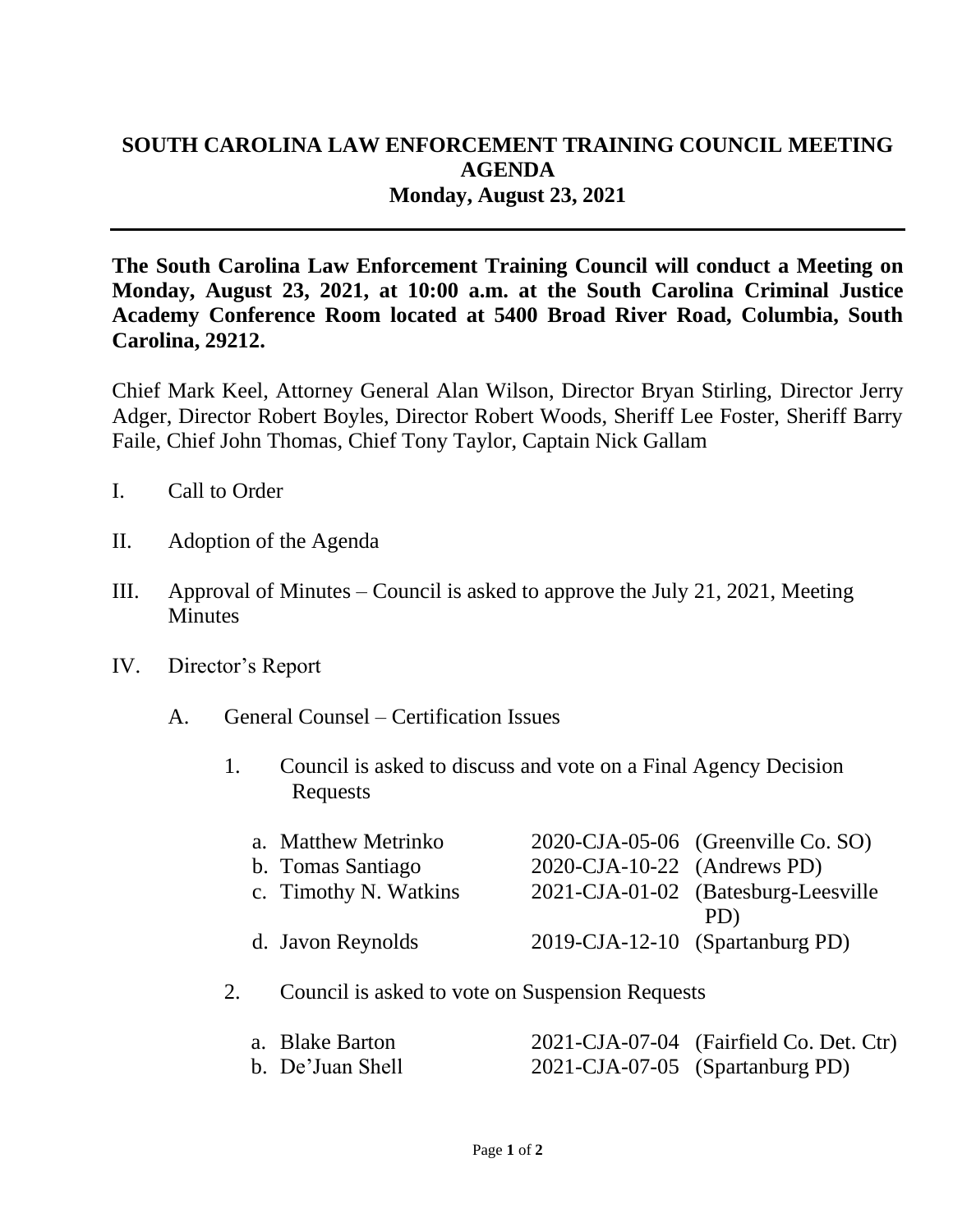# SOUTH CAROLINA LAW ENFORCEMENT TRAINING COUNCIL MEETING AGENDA
## Monday, August 23, 2021

**The South Carolina Law Enforcement Training Council will conduct a Meeting on Monday, August 23, 2021, at 10:00 a.m. at the South Carolina Criminal Justice Academy Conference Room located at 5400 Broad River Road, Columbia, South Carolina, 29212.**

Chief Mark Keel, Attorney General Alan Wilson, Director Bryan Stirling, Director Jerry Adger, Director Robert Boyles, Director Robert Woods, Sheriff Lee Foster, Sheriff Barry Faile, Chief John Thomas, Chief Tony Taylor, Captain Nick Gallam

I. Call to Order

II. Adoption of the Agenda

III. Approval of Minutes – Council is asked to approve the July 21, 2021, Meeting Minutes

IV. Director's Report

A. General Counsel – Certification Issues

1. Council is asked to discuss and vote on a Final Agency Decision Requests

| | | |
|---|---|---|
| a. Matthew Metrinko | 2020-CJA-05-06 | (Greenville Co. SO) |
| b. Tomas Santiago | 2020-CJA-10-22 | (Andrews PD) |
| c. Timothy N. Watkins | 2021-CJA-01-02 | (Batesburg-Leesville PD) |
| d. Javon Reynolds | 2019-CJA-12-10 | (Spartanburg PD) |

2. Council is asked to vote on Suspension Requests

| | | |
|---|---|---|
| a. Blake Barton | 2021-CJA-07-04 | (Fairfield Co. Det. Ctr) |
| b. De'Juan Shell | 2021-CJA-07-05 | (Spartanburg PD) |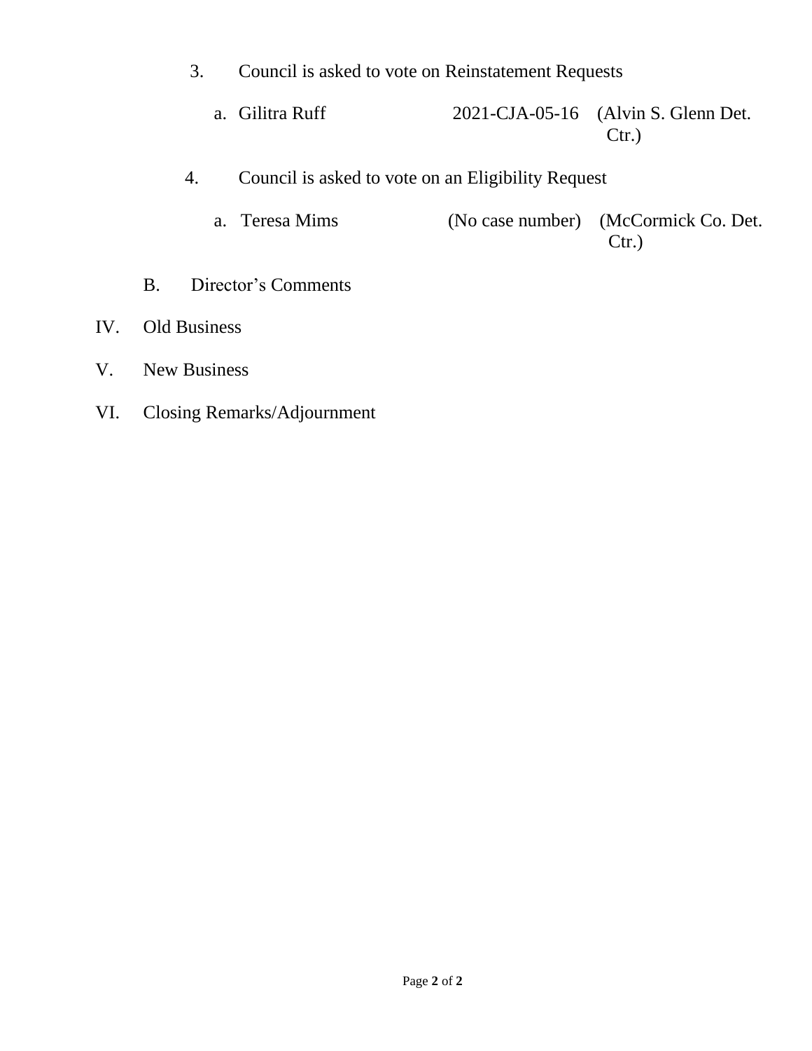3. Council is asked to vote on Reinstatement Requests

   a. Gilitra Ruff 2021-CJA-05-16 (Alvin S. Glenn Det. Ctr.)

4. Council is asked to vote on an Eligibility Request

   a. Teresa Mims (No case number) (McCormick Co. Det. Ctr.)

B. Director's Comments

IV. Old Business

V. New Business

VI. Closing Remarks/Adjournment